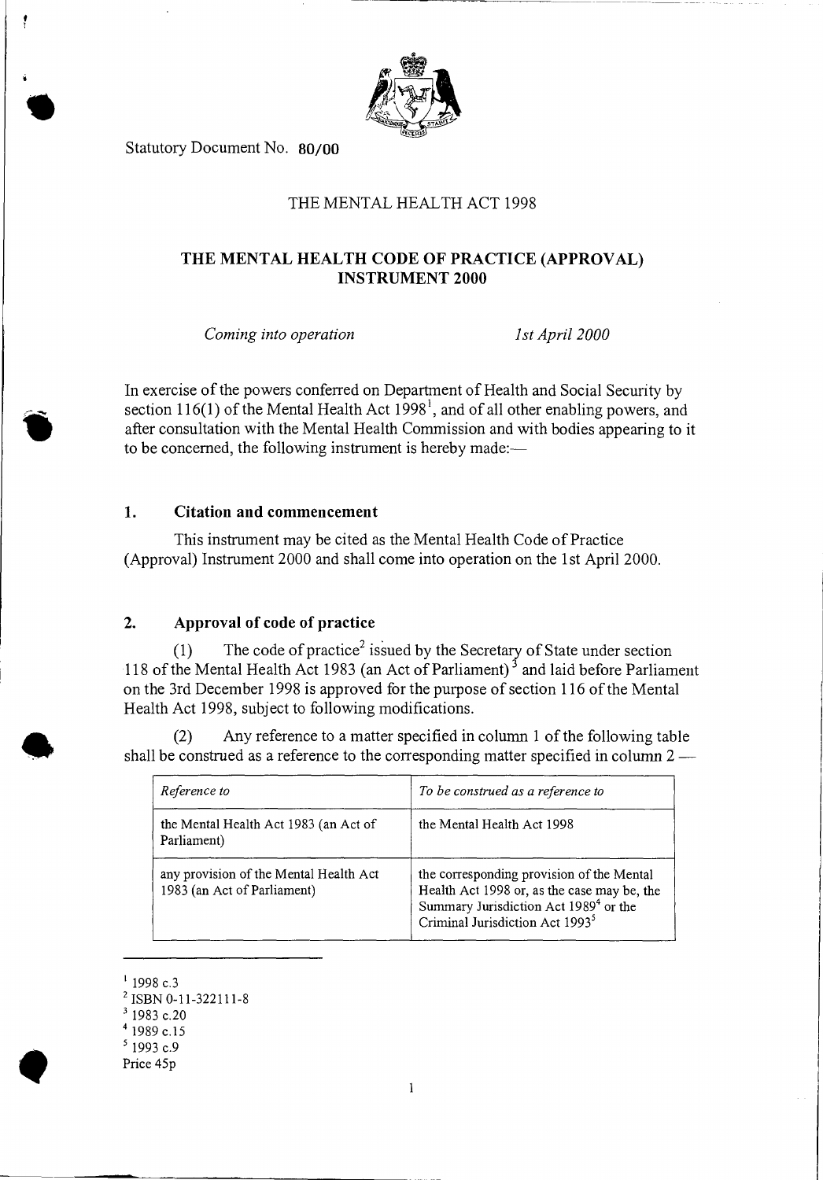Statutory Document No. 80/00

THE MENTAL HEALTH ACT 1998

# THE MENTAL HEALTH CODE OF PRACTICE (APPROVAL) INSTRUMENT 2000

*Coming into operation* *1st April 2000*

In exercise of the powers conferred on Department of Health and Social Security by section 116(1) of the Mental Health Act 1998[1], and of all other enabling powers, and after consultation with the Mental Health Commission and with bodies appearing to it to be concerned, the following instrument is hereby made:—

## 1. Citation and commencement

This instrument may be cited as the Mental Health Code of Practice (Approval) Instrument 2000 and shall come into operation on the 1st April 2000.

## 2. Approval of code of practice

(1) The code of practice[2] issued by the Secretary of State under section 118 of the Mental Health Act 1983 (an Act of Parliament)[3] and laid before Parliament on the 3rd December 1998 is approved for the purpose of section 116 of the Mental Health Act 1998, subject to following modifications.

(2) Any reference to a matter specified in column 1 of the following table shall be construed as a reference to the corresponding matter specified in column 2 —

| *Reference to* | *To be construed as a reference to* |
|---|---|
| the Mental Health Act 1983 (an Act of Parliament) | the Mental Health Act 1998 |
| any provision of the Mental Health Act 1983 (an Act of Parliament) | the corresponding provision of the Mental Health Act 1998 or, as the case may be, the Summary Jurisdiction Act 1989[4] or the Criminal Jurisdiction Act 1993[5] |

[1] 1998 c.3
[2] ISBN 0-11-322111-8
[3] 1983 c.20
[4] 1989 c.15
[5] 1993 c.9

Price 45p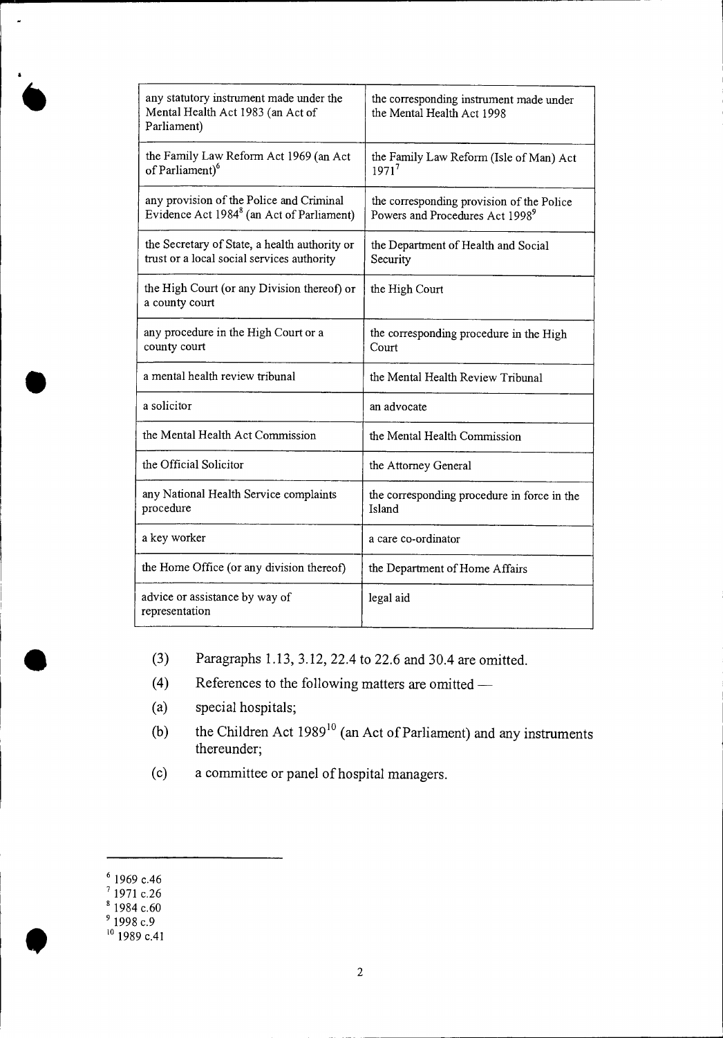| | |
|---|---|
| any statutory instrument made under the Mental Health Act 1983 (an Act of Parliament) | the corresponding instrument made under the Mental Health Act 1998 |
| the Family Law Reform Act 1969 (an Act of Parliament)[6] | the Family Law Reform (Isle of Man) Act 1971[7] |
| any provision of the Police and Criminal Evidence Act 1984[8] (an Act of Parliament) | the corresponding provision of the Police Powers and Procedures Act 1998[9] |
| the Secretary of State, a health authority or trust or a local social services authority | the Department of Health and Social Security |
| the High Court (or any Division thereof) or a county court | the High Court |
| any procedure in the High Court or a county court | the corresponding procedure in the High Court |
| a mental health review tribunal | the Mental Health Review Tribunal |
| a solicitor | an advocate |
| the Mental Health Act Commission | the Mental Health Commission |
| the Official Solicitor | the Attorney General |
| any National Health Service complaints procedure | the corresponding procedure in force in the Island |
| a key worker | a care co-ordinator |
| the Home Office (or any division thereof) | the Department of Home Affairs |
| advice or assistance by way of representation | legal aid |

(3) Paragraphs 1.13, 3.12, 22.4 to 22.6 and 30.4 are omitted.

(4) References to the following matters are omitted —

(a) special hospitals;

(b) the Children Act 1989[10] (an Act of Parliament) and any instruments thereunder;

(c) a committee or panel of hospital managers.

---

[6] 1969 c.46
[7] 1971 c.26
[8] 1984 c.60
[9] 1998 c.9
[10] 1989 c.41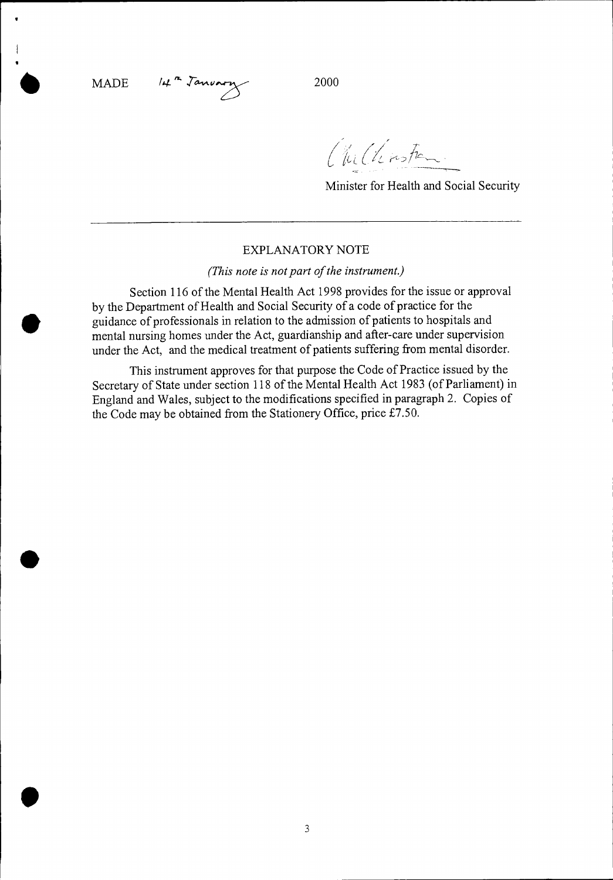MADE 14th January 2000

Minister for Health and Social Security

---

## EXPLANATORY NOTE

*(This note is not part of the instrument.)*

Section 116 of the Mental Health Act 1998 provides for the issue or approval by the Department of Health and Social Security of a code of practice for the guidance of professionals in relation to the admission of patients to hospitals and mental nursing homes under the Act, guardianship and after-care under supervision under the Act, and the medical treatment of patients suffering from mental disorder.

This instrument approves for that purpose the Code of Practice issued by the Secretary of State under section 118 of the Mental Health Act 1983 (of Parliament) in England and Wales, subject to the modifications specified in paragraph 2. Copies of the Code may be obtained from the Stationery Office, price £7.50.